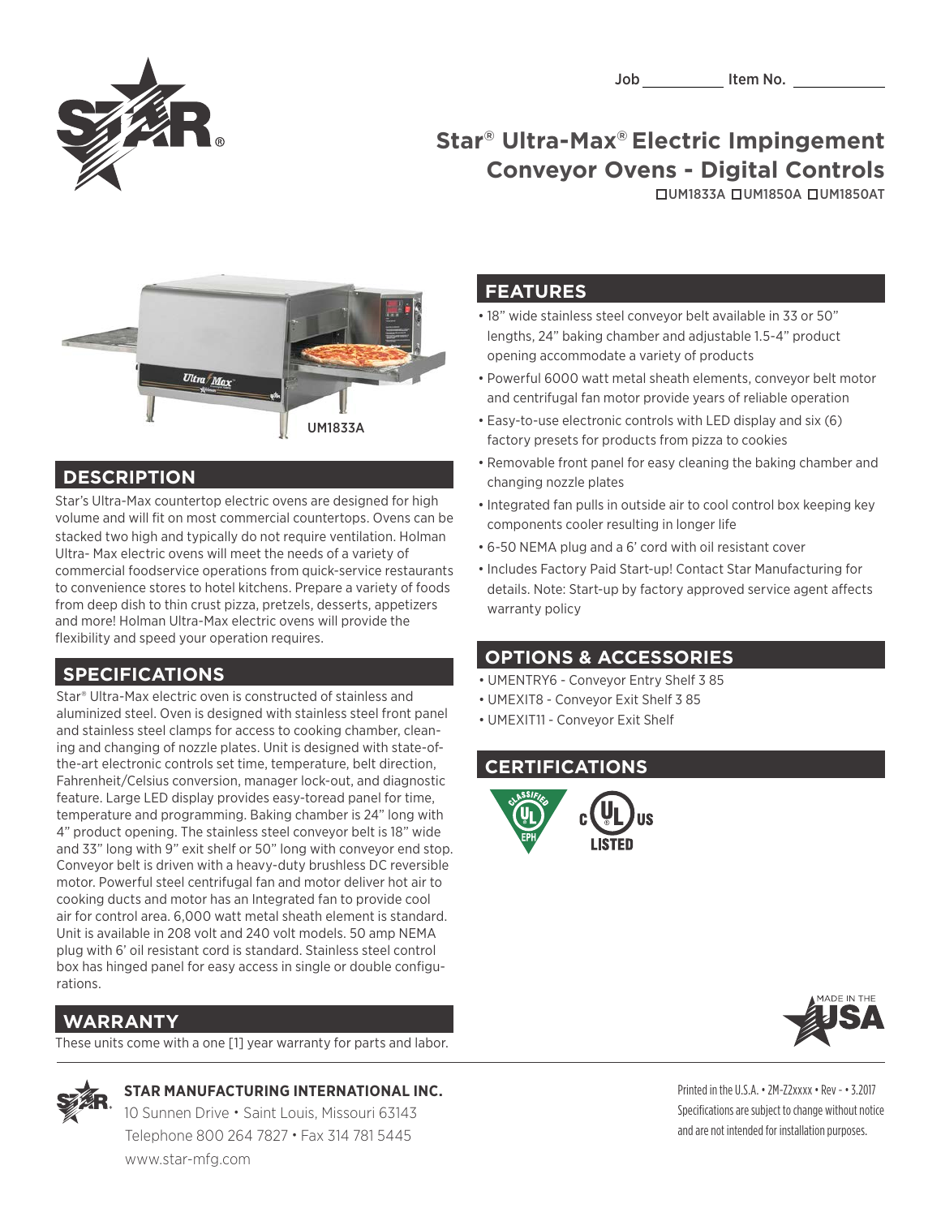Job ________ Item No. ________

# Star® Ultra-Max® Electric Impingement Conveyor Ovens - Digital Controls

☐UM1833A ☐UM1850A ☐UM1850AT

UM1833A

## DESCRIPTION

Star's Ultra-Max countertop electric ovens are designed for high volume and will fit on most commercial countertops. Ovens can be stacked two high and typically do not require ventilation. Holman Ultra- Max electric ovens will meet the needs of a variety of commercial foodservice operations from quick-service restaurants to convenience stores to hotel kitchens. Prepare a variety of foods from deep dish to thin crust pizza, pretzels, desserts, appetizers and more! Holman Ultra-Max electric ovens will provide the flexibility and speed your operation requires.

## SPECIFICATIONS

Star® Ultra-Max electric oven is constructed of stainless and aluminized steel. Oven is designed with stainless steel front panel and stainless steel clamps for access to cooking chamber, cleaning and changing of nozzle plates. Unit is designed with state-of-the-art electronic controls set time, temperature, belt direction, Fahrenheit/Celsius conversion, manager lock-out, and diagnostic feature. Large LED display provides easy-toread panel for time, temperature and programming. Baking chamber is 24" long with 4" product opening. The stainless steel conveyor belt is 18" wide and 33" long with 9" exit shelf or 50" long with conveyor end stop. Conveyor belt is driven with a heavy-duty brushless DC reversible motor. Powerful steel centrifugal fan and motor deliver hot air to cooking ducts and motor has an Integrated fan to provide cool air for control area. 6,000 watt metal sheath element is standard. Unit is available in 208 volt and 240 volt models. 50 amp NEMA plug with 6' oil resistant cord is standard. Stainless steel control box has hinged panel for easy access in single or double configurations.

## WARRANTY

These units come with a one [1] year warranty for parts and labor.

## FEATURES

- 18" wide stainless steel conveyor belt available in 33 or 50" lengths, 24" baking chamber and adjustable 1.5-4" product opening accommodate a variety of products
- Powerful 6000 watt metal sheath elements, conveyor belt motor and centrifugal fan motor provide years of reliable operation
- Easy-to-use electronic controls with LED display and six (6) factory presets for products from pizza to cookies
- Removable front panel for easy cleaning the baking chamber and changing nozzle plates
- Integrated fan pulls in outside air to cool control box keeping key components cooler resulting in longer life
- 6-50 NEMA plug and a 6' cord with oil resistant cover
- Includes Factory Paid Start-up! Contact Star Manufacturing for details. Note: Start-up by factory approved service agent affects warranty policy

## OPTIONS & ACCESSORIES

- UMENTRY6 - Conveyor Entry Shelf 3 85
- UMEXIT8 - Conveyor Exit Shelf 3 85
- UMEXIT11 - Conveyor Exit Shelf

## CERTIFICATIONS

CLASSIFIED UL EPH · c UL US LISTED

MADE IN THE USA

**STAR MANUFACTURING INTERNATIONAL INC.**
10 Sunnen Drive • Saint Louis, Missouri 63143
Telephone 800 264 7827 • Fax 314 781 5445
www.star-mfg.com

Printed in the U.S.A. • 2M-Z2xxxx • Rev - • 3.2017
Specifications are subject to change without notice and are not intended for installation purposes.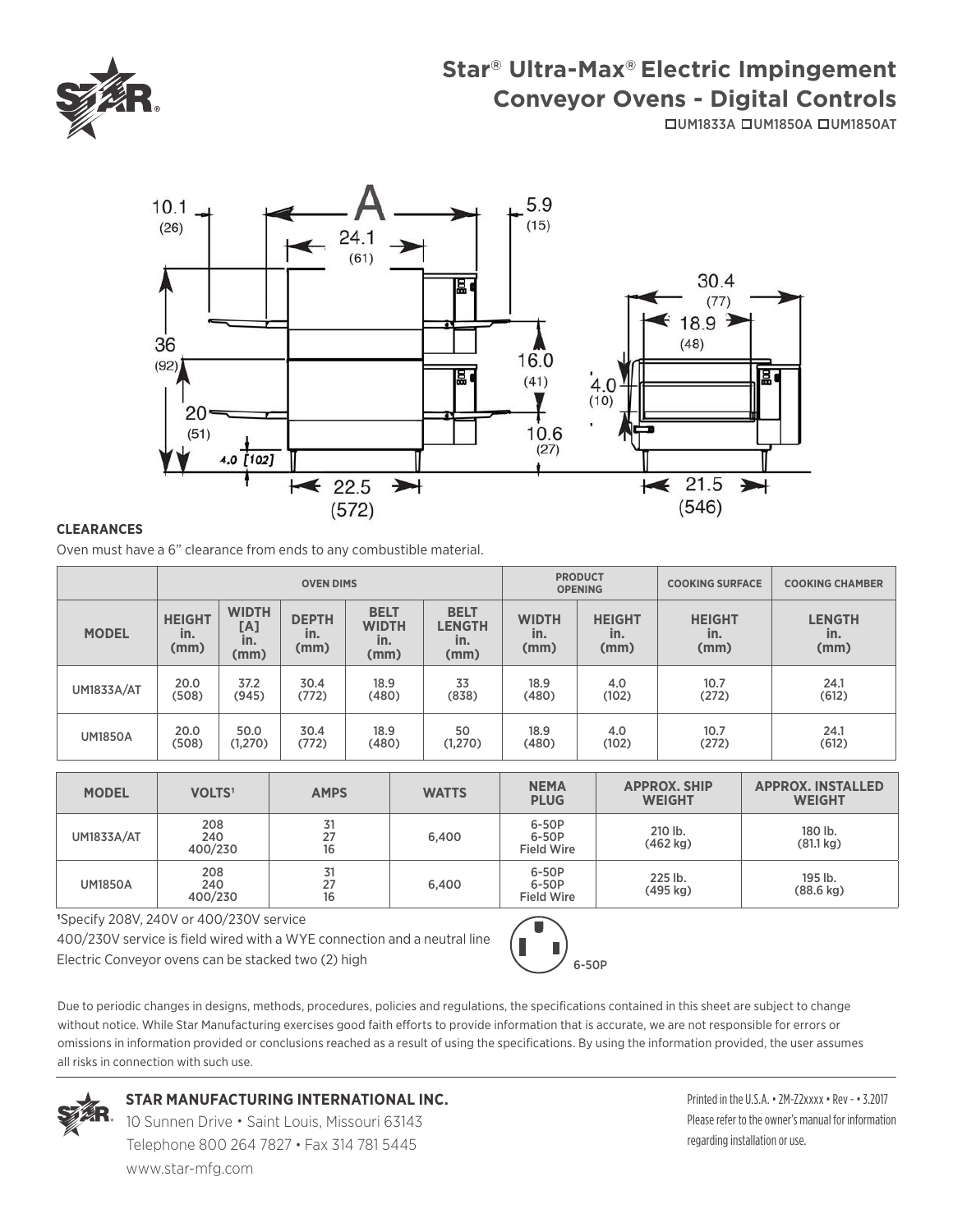# Star® Ultra-Max® Electric Impingement Conveyor Ovens - Digital Controls

☐UM1833A ☐UM1850A ☐UM1850AT

10.1
(26)
A
24.1
(61)
5.9
(15)
30.4
(77)
18.9
(48)
36
(92)
16.0
(41)
4.0
(10)
20
(51)
10.6
(27)
4.0 [102]
22.5
(572)
21.5
(546)

**CLEARANCES**

Oven must have a 6" clearance from ends to any combustible material.

| | OVEN DIMS | | | | | PRODUCT OPENING | | COOKING SURFACE | COOKING CHAMBER |
|---|---|---|---|---|---|---|---|---|---|
| **MODEL** | **HEIGHT in. (mm)** | **WIDTH [A] in. (mm)** | **DEPTH in. (mm)** | **BELT WIDTH in. (mm)** | **BELT LENGTH in. (mm)** | **WIDTH in. (mm)** | **HEIGHT in. (mm)** | **HEIGHT in. (mm)** | **LENGTH in. (mm)** |
| UM1833A/AT | 20.0 (508) | 37.2 (945) | 30.4 (772) | 18.9 (480) | 33 (838) | 18.9 (480) | 4.0 (102) | 10.7 (272) | 24.1 (612) |
| UM1850A | 20.0 (508) | 50.0 (1,270) | 30.4 (772) | 18.9 (480) | 50 (1,270) | 18.9 (480) | 4.0 (102) | 10.7 (272) | 24.1 (612) |

| MODEL | VOLTS[1] | AMPS | WATTS | NEMA PLUG | APPROX. SHIP WEIGHT | APPROX. INSTALLED WEIGHT |
|---|---|---|---|---|---|---|
| UM1833A/AT | 208<br>240<br>400/230 | 31<br>27<br>16 | 6,400 | 6-50P<br>6-50P<br>Field Wire | 210 lb.<br>(462 kg) | 180 lb.<br>(81.1 kg) |
| UM1850A | 208<br>240<br>400/230 | 31<br>27<br>16 | 6,400 | 6-50P<br>6-50P<br>Field Wire | 225 lb.<br>(495 kg) | 195 lb.<br>(88.6 kg) |

[1]Specify 208V, 240V or 400/230V service

400/230V service is field wired with a WYE connection and a neutral line

Electric Conveyor ovens can be stacked two (2) high

6-50P

Due to periodic changes in designs, methods, procedures, policies and regulations, the specifications contained in this sheet are subject to change without notice. While Star Manufacturing exercises good faith efforts to provide information that is accurate, we are not responsible for errors or omissions in information provided or conclusions reached as a result of using the specifications. By using the information provided, the user assumes all risks in connection with such use.

**STAR MANUFACTURING INTERNATIONAL INC.**

10 Sunnen Drive • Saint Louis, Missouri 63143

Telephone 800 264 7827 • Fax 314 781 5445

www.star-mfg.com

Printed in the U.S.A. • 2M-Z2xxxx • Rev - • 3.2017

Please refer to the owner's manual for information regarding installation or use.